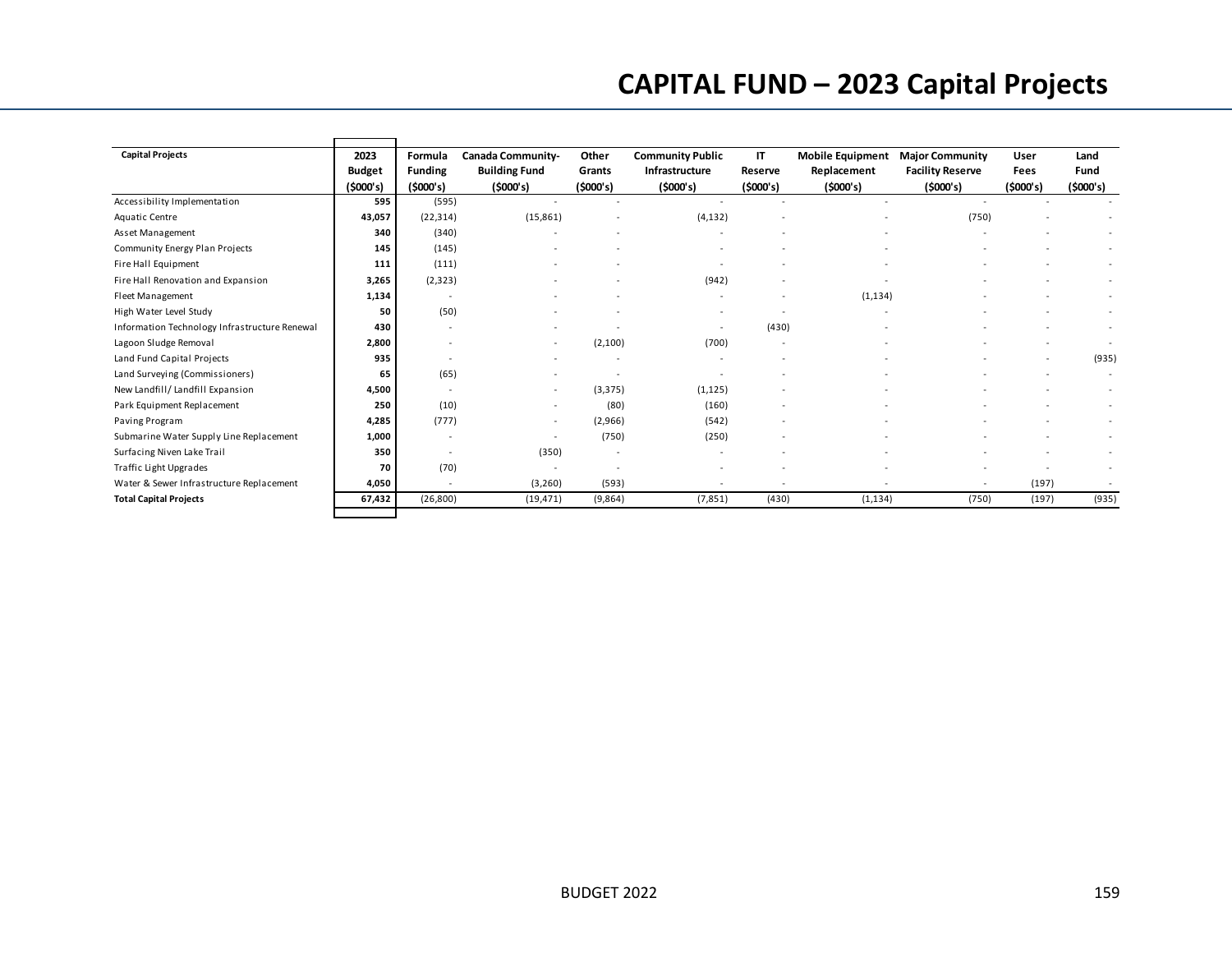# CAPITAL FUND – 2023 Capital Projects

| Capital Projects | 2023 Budget ($000's) | Formula Funding ($000's) | Canada Community-Building Fund ($000's) | Other Grants ($000's) | Community Public Infrastructure ($000's) | IT Reserve ($000's) | Mobile Equipment Replacement ($000's) | Major Community Facility Reserve ($000's) | User Fees ($000's) | Land Fund ($000's) |
|---|---|---|---|---|---|---|---|---|---|---|
| Accessibility Implementation | **595** | (595) | - | - | - | - | - | - | - | - |
| Aquatic Centre | **43,057** | (22,314) | (15,861) | - | (4,132) | - | - | (750) | - | - |
| Asset Management | **340** | (340) | - | - | - | - | - | - | - | - |
| Community Energy Plan Projects | **145** | (145) | - | - | - | - | - | - | - | - |
| Fire Hall Equipment | **111** | (111) | - | - | - | - | - | - | - | - |
| Fire Hall Renovation and Expansion | **3,265** | (2,323) | - | - | (942) | - | - | - | - | - |
| Fleet Management | **1,134** | - | - | - | - | - | (1,134) | - | - | - |
| High Water Level Study | **50** | (50) | - | - | - | - | - | - | - | - |
| Information Technology Infrastructure Renewal | **430** | - | - | - | - | (430) | - | - | - | - |
| Lagoon Sludge Removal | **2,800** | - | - | (2,100) | (700) | - | - | - | - | - |
| Land Fund Capital Projects | **935** | - | - | - | - | - | - | - | - | (935) |
| Land Surveying (Commissioners) | **65** | (65) | - | - | - | - | - | - | - | - |
| New Landfill/ Landfill Expansion | **4,500** | - | - | (3,375) | (1,125) | - | - | - | - | - |
| Park Equipment Replacement | **250** | (10) | - | (80) | (160) | - | - | - | - | - |
| Paving Program | **4,285** | (777) | - | (2,966) | (542) | - | - | - | - | - |
| Submarine Water Supply Line Replacement | **1,000** | - | - | (750) | (250) | - | - | - | - | - |
| Surfacing Niven Lake Trail | **350** | - | (350) | - | - | - | - | - | - | - |
| Traffic Light Upgrades | **70** | (70) | - | - | - | - | - | - | - | - |
| Water & Sewer Infrastructure Replacement | **4,050** | - | (3,260) | (593) | - | - | - | - | (197) | - |
| **Total Capital Projects** | **67,432** | (26,800) | (19,471) | (9,864) | (7,851) | (430) | (1,134) | (750) | (197) | (935) |